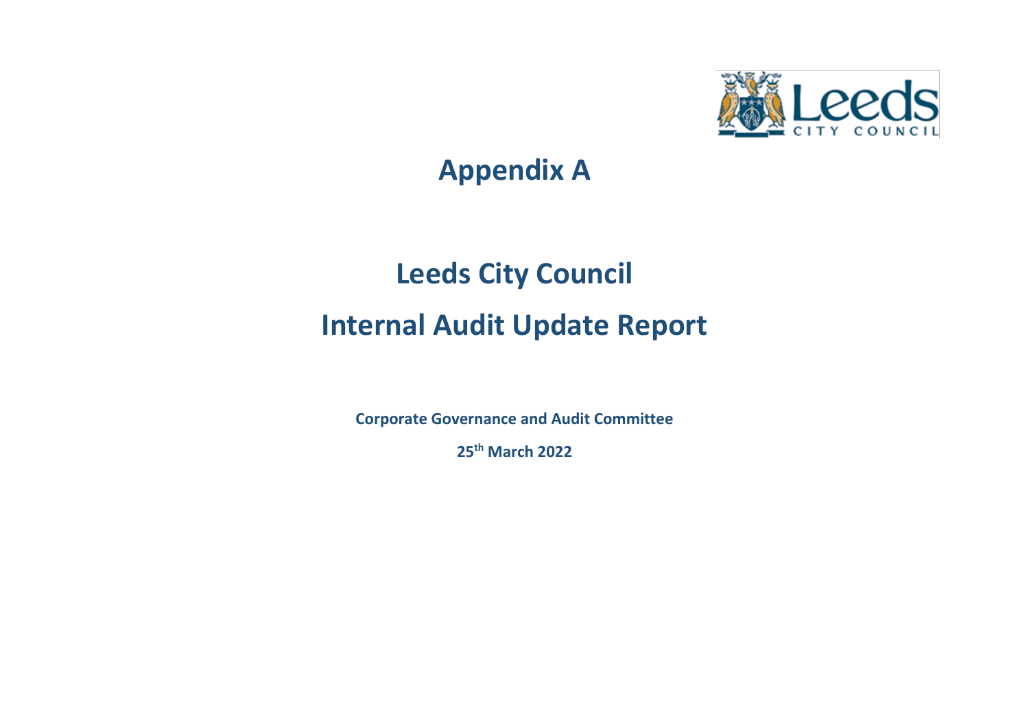# Appendix A

# Leeds City Council

# Internal Audit Update Report

**Corporate Governance and Audit Committee**

**25th March 2022**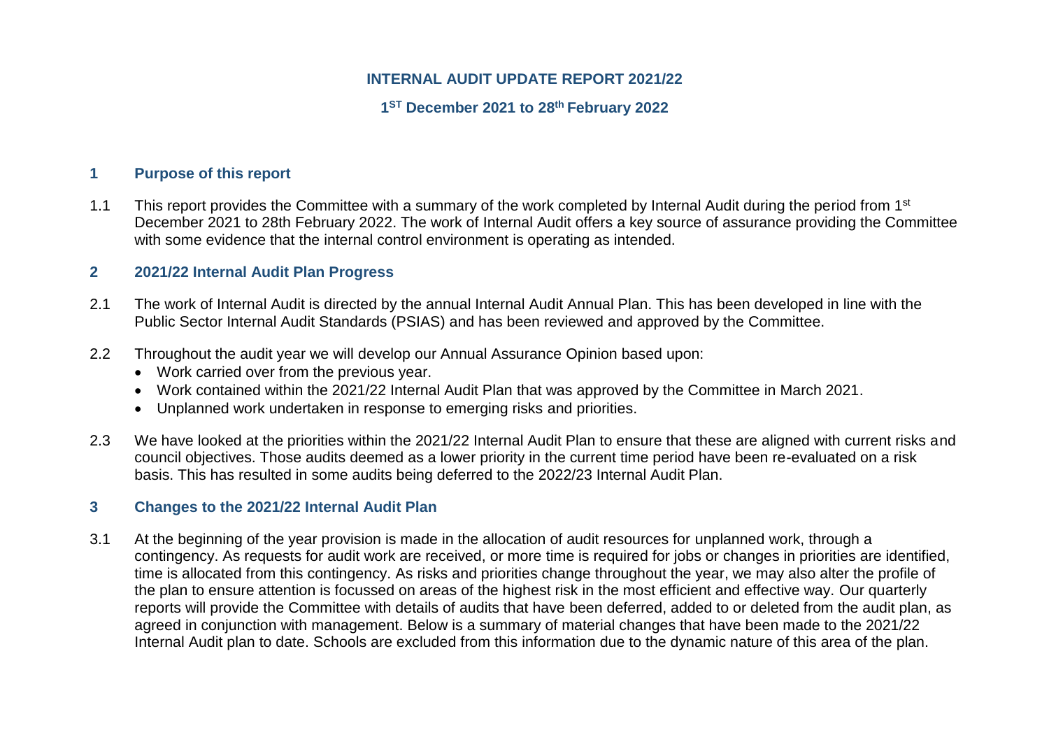**INTERNAL AUDIT UPDATE REPORT 2021/22**

**1ST December 2021 to 28th February 2022**

## 1 Purpose of this report

1.1 This report provides the Committee with a summary of the work completed by Internal Audit during the period from 1st December 2021 to 28th February 2022. The work of Internal Audit offers a key source of assurance providing the Committee with some evidence that the internal control environment is operating as intended.

## 2 2021/22 Internal Audit Plan Progress

2.1 The work of Internal Audit is directed by the annual Internal Audit Annual Plan. This has been developed in line with the Public Sector Internal Audit Standards (PSIAS) and has been reviewed and approved by the Committee.

2.2 Throughout the audit year we will develop our Annual Assurance Opinion based upon:

- Work carried over from the previous year.
- Work contained within the 2021/22 Internal Audit Plan that was approved by the Committee in March 2021.
- Unplanned work undertaken in response to emerging risks and priorities.

2.3 We have looked at the priorities within the 2021/22 Internal Audit Plan to ensure that these are aligned with current risks and council objectives. Those audits deemed as a lower priority in the current time period have been re-evaluated on a risk basis. This has resulted in some audits being deferred to the 2022/23 Internal Audit Plan.

## 3 Changes to the 2021/22 Internal Audit Plan

3.1 At the beginning of the year provision is made in the allocation of audit resources for unplanned work, through a contingency. As requests for audit work are received, or more time is required for jobs or changes in priorities are identified, time is allocated from this contingency. As risks and priorities change throughout the year, we may also alter the profile of the plan to ensure attention is focussed on areas of the highest risk in the most efficient and effective way. Our quarterly reports will provide the Committee with details of audits that have been deferred, added to or deleted from the audit plan, as agreed in conjunction with management. Below is a summary of material changes that have been made to the 2021/22 Internal Audit plan to date. Schools are excluded from this information due to the dynamic nature of this area of the plan.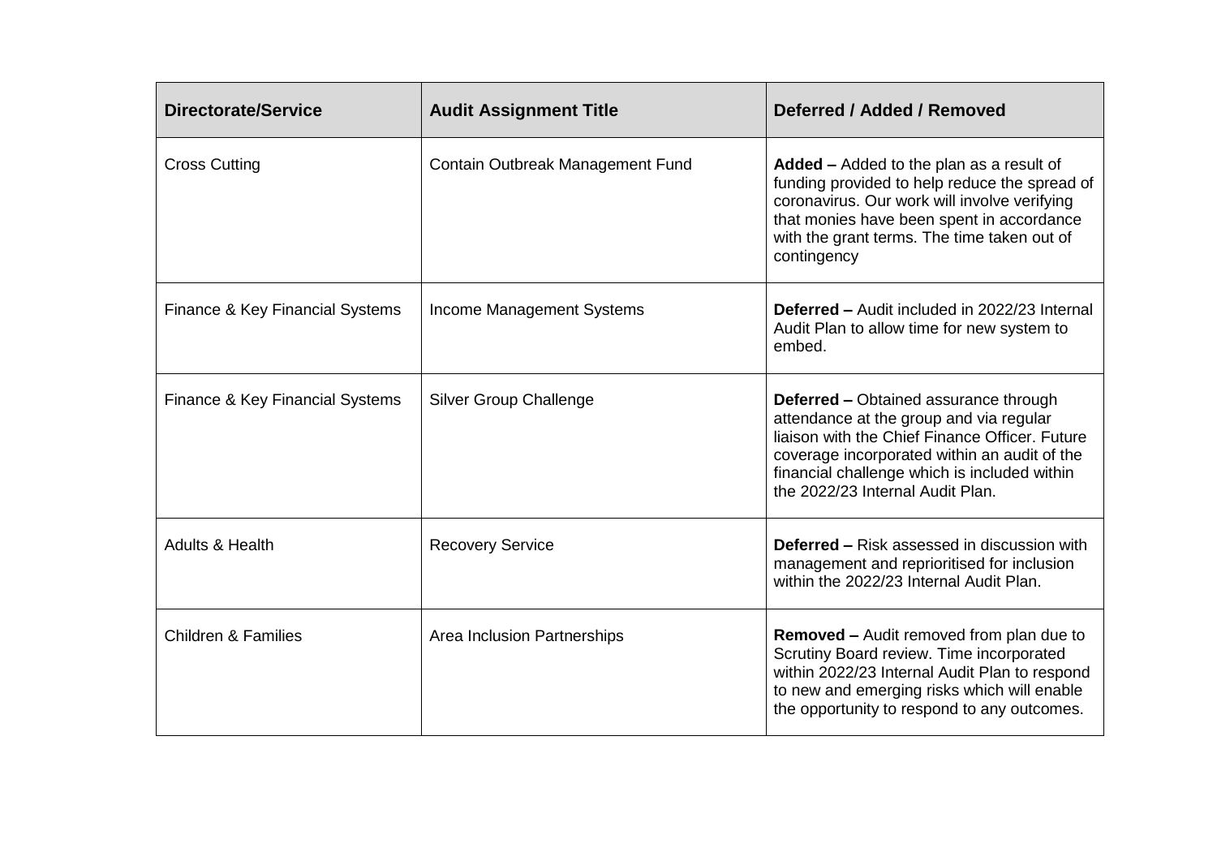| Directorate/Service | Audit Assignment Title | Deferred / Added / Removed |
|---|---|---|
| Cross Cutting | Contain Outbreak Management Fund | **Added –** Added to the plan as a result of funding provided to help reduce the spread of coronavirus. Our work will involve verifying that monies have been spent in accordance with the grant terms. The time taken out of contingency |
| Finance & Key Financial Systems | Income Management Systems | **Deferred –** Audit included in 2022/23 Internal Audit Plan to allow time for new system to embed. |
| Finance & Key Financial Systems | Silver Group Challenge | **Deferred –** Obtained assurance through attendance at the group and via regular liaison with the Chief Finance Officer. Future coverage incorporated within an audit of the financial challenge which is included within the 2022/23 Internal Audit Plan. |
| Adults & Health | Recovery Service | **Deferred –** Risk assessed in discussion with management and reprioritised for inclusion within the 2022/23 Internal Audit Plan. |
| Children & Families | Area Inclusion Partnerships | **Removed –** Audit removed from plan due to Scrutiny Board review. Time incorporated within 2022/23 Internal Audit Plan to respond to new and emerging risks which will enable the opportunity to respond to any outcomes. |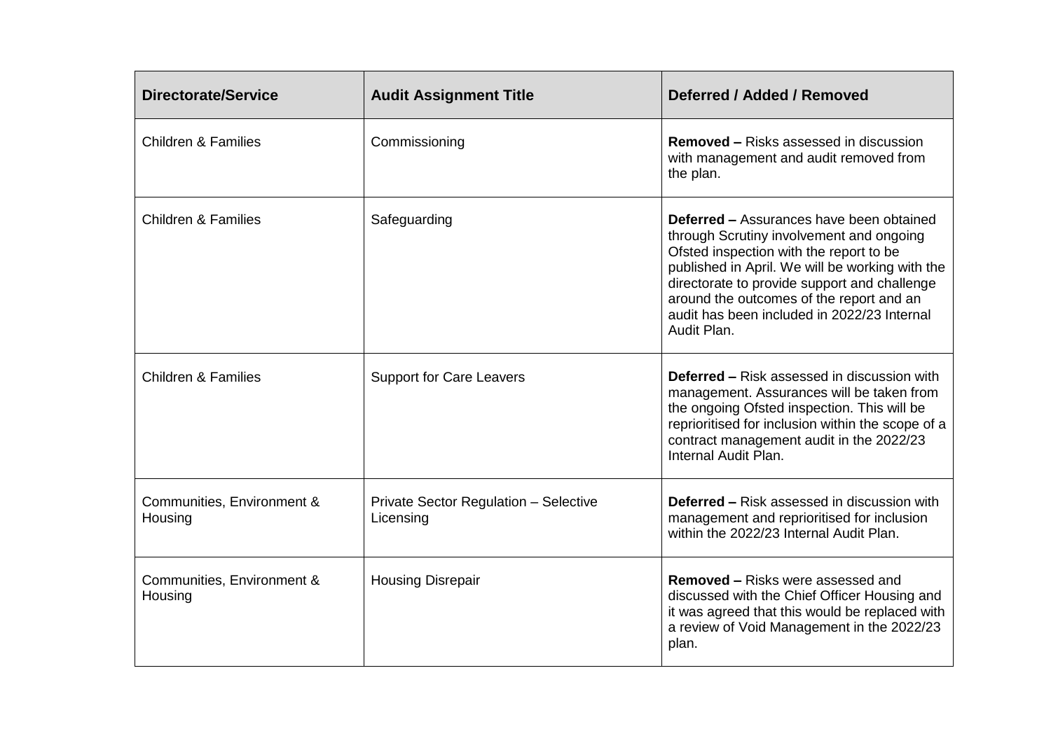| Directorate/Service | Audit Assignment Title | Deferred / Added / Removed |
| --- | --- | --- |
| Children & Families | Commissioning | **Removed –** Risks assessed in discussion with management and audit removed from the plan. |
| Children & Families | Safeguarding | **Deferred –** Assurances have been obtained through Scrutiny involvement and ongoing Ofsted inspection with the report to be published in April. We will be working with the directorate to provide support and challenge around the outcomes of the report and an audit has been included in 2022/23 Internal Audit Plan. |
| Children & Families | Support for Care Leavers | **Deferred –** Risk assessed in discussion with management. Assurances will be taken from the ongoing Ofsted inspection. This will be reprioritised for inclusion within the scope of a contract management audit in the 2022/23 Internal Audit Plan. |
| Communities, Environment & Housing | Private Sector Regulation – Selective Licensing | **Deferred –** Risk assessed in discussion with management and reprioritised for inclusion within the 2022/23 Internal Audit Plan. |
| Communities, Environment & Housing | Housing Disrepair | **Removed –** Risks were assessed and discussed with the Chief Officer Housing and it was agreed that this would be replaced with a review of Void Management in the 2022/23 plan. |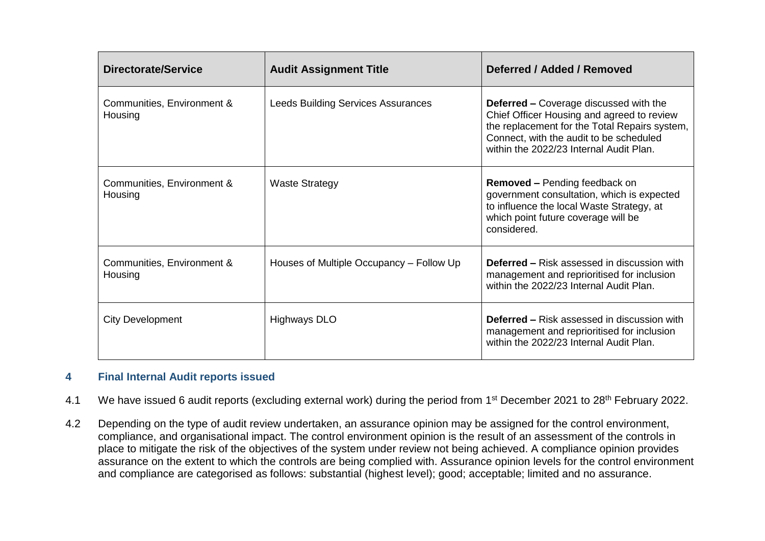| Directorate/Service | Audit Assignment Title | Deferred / Added / Removed |
|---|---|---|
| Communities, Environment & Housing | Leeds Building Services Assurances | **Deferred –** Coverage discussed with the Chief Officer Housing and agreed to review the replacement for the Total Repairs system, Connect, with the audit to be scheduled within the 2022/23 Internal Audit Plan. |
| Communities, Environment & Housing | Waste Strategy | **Removed –** Pending feedback on government consultation, which is expected to influence the local Waste Strategy, at which point future coverage will be considered. |
| Communities, Environment & Housing | Houses of Multiple Occupancy – Follow Up | **Deferred –** Risk assessed in discussion with management and reprioritised for inclusion within the 2022/23 Internal Audit Plan. |
| City Development | Highways DLO | **Deferred –** Risk assessed in discussion with management and reprioritised for inclusion within the 2022/23 Internal Audit Plan. |

## 4 Final Internal Audit reports issued

4.1 We have issued 6 audit reports (excluding external work) during the period from 1st December 2021 to 28th February 2022.

4.2 Depending on the type of audit review undertaken, an assurance opinion may be assigned for the control environment, compliance, and organisational impact. The control environment opinion is the result of an assessment of the controls in place to mitigate the risk of the objectives of the system under review not being achieved. A compliance opinion provides assurance on the extent to which the controls are being complied with. Assurance opinion levels for the control environment and compliance are categorised as follows: substantial (highest level); good; acceptable; limited and no assurance.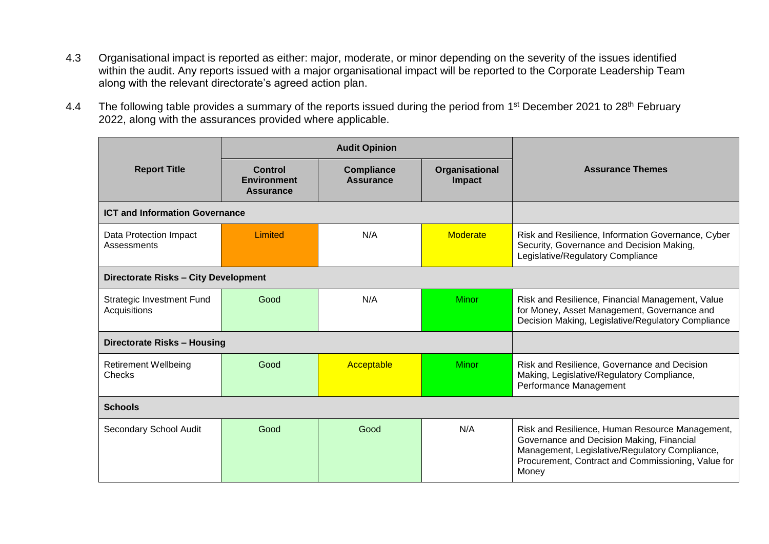4.3 Organisational impact is reported as either: major, moderate, or minor depending on the severity of the issues identified within the audit. Any reports issued with a major organisational impact will be reported to the Corporate Leadership Team along with the relevant directorate's agreed action plan.

4.4 The following table provides a summary of the reports issued during the period from 1st December 2021 to 28th February 2022, along with the assurances provided where applicable.

| Report Title | Audit Opinion | | | Assurance Themes |
|---|---|---|---|---|
| | Control Environment Assurance | Compliance Assurance | Organisational Impact | |
| **ICT and Information Governance** | | | | |
| Data Protection Impact Assessments | Limited | N/A | Moderate | Risk and Resilience, Information Governance, Cyber Security, Governance and Decision Making, Legislative/Regulatory Compliance |
| **Directorate Risks – City Development** | | | | |
| Strategic Investment Fund Acquisitions | Good | N/A | Minor | Risk and Resilience, Financial Management, Value for Money, Asset Management, Governance and Decision Making, Legislative/Regulatory Compliance |
| **Directorate Risks – Housing** | | | | |
| Retirement Wellbeing Checks | Good | Acceptable | Minor | Risk and Resilience, Governance and Decision Making, Legislative/Regulatory Compliance, Performance Management |
| **Schools** | | | | |
| Secondary School Audit | Good | Good | N/A | Risk and Resilience, Human Resource Management, Governance and Decision Making, Financial Management, Legislative/Regulatory Compliance, Procurement, Contract and Commissioning, Value for Money |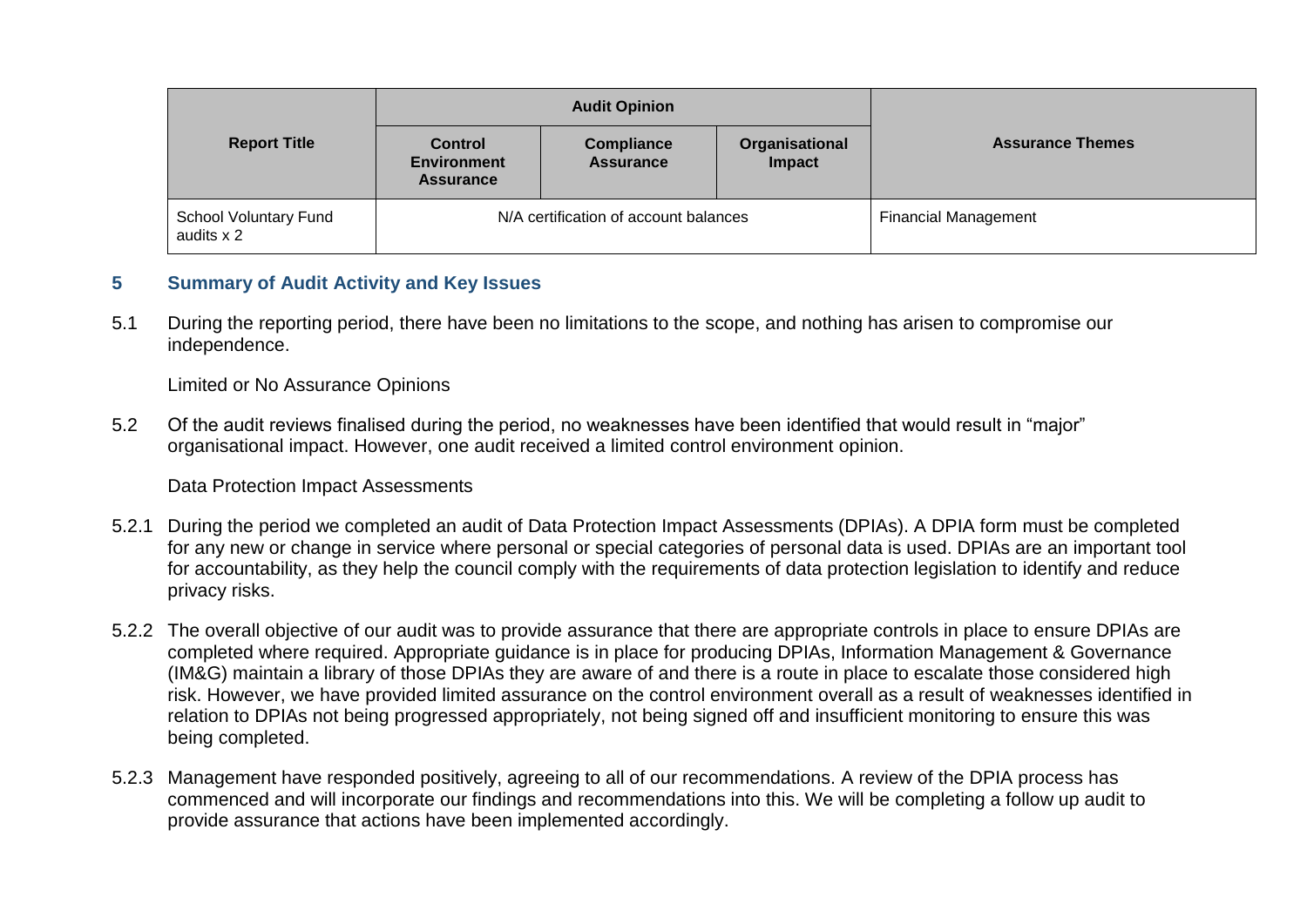| Report Title | Audit Opinion | | | Assurance Themes |
|---|---|---|---|---|
| | Control Environment Assurance | Compliance Assurance | Organisational Impact | |
| School Voluntary Fund audits x 2 | N/A certification of account balances | | | Financial Management |

## 5 Summary of Audit Activity and Key Issues

5.1 During the reporting period, there have been no limitations to the scope, and nothing has arisen to compromise our independence.

Limited or No Assurance Opinions

5.2 Of the audit reviews finalised during the period, no weaknesses have been identified that would result in "major" organisational impact. However, one audit received a limited control environment opinion.

Data Protection Impact Assessments

5.2.1 During the period we completed an audit of Data Protection Impact Assessments (DPIAs). A DPIA form must be completed for any new or change in service where personal or special categories of personal data is used. DPIAs are an important tool for accountability, as they help the council comply with the requirements of data protection legislation to identify and reduce privacy risks.

5.2.2 The overall objective of our audit was to provide assurance that there are appropriate controls in place to ensure DPIAs are completed where required. Appropriate guidance is in place for producing DPIAs, Information Management & Governance (IM&G) maintain a library of those DPIAs they are aware of and there is a route in place to escalate those considered high risk. However, we have provided limited assurance on the control environment overall as a result of weaknesses identified in relation to DPIAs not being progressed appropriately, not being signed off and insufficient monitoring to ensure this was being completed.

5.2.3 Management have responded positively, agreeing to all of our recommendations. A review of the DPIA process has commenced and will incorporate our findings and recommendations into this. We will be completing a follow up audit to provide assurance that actions have been implemented accordingly.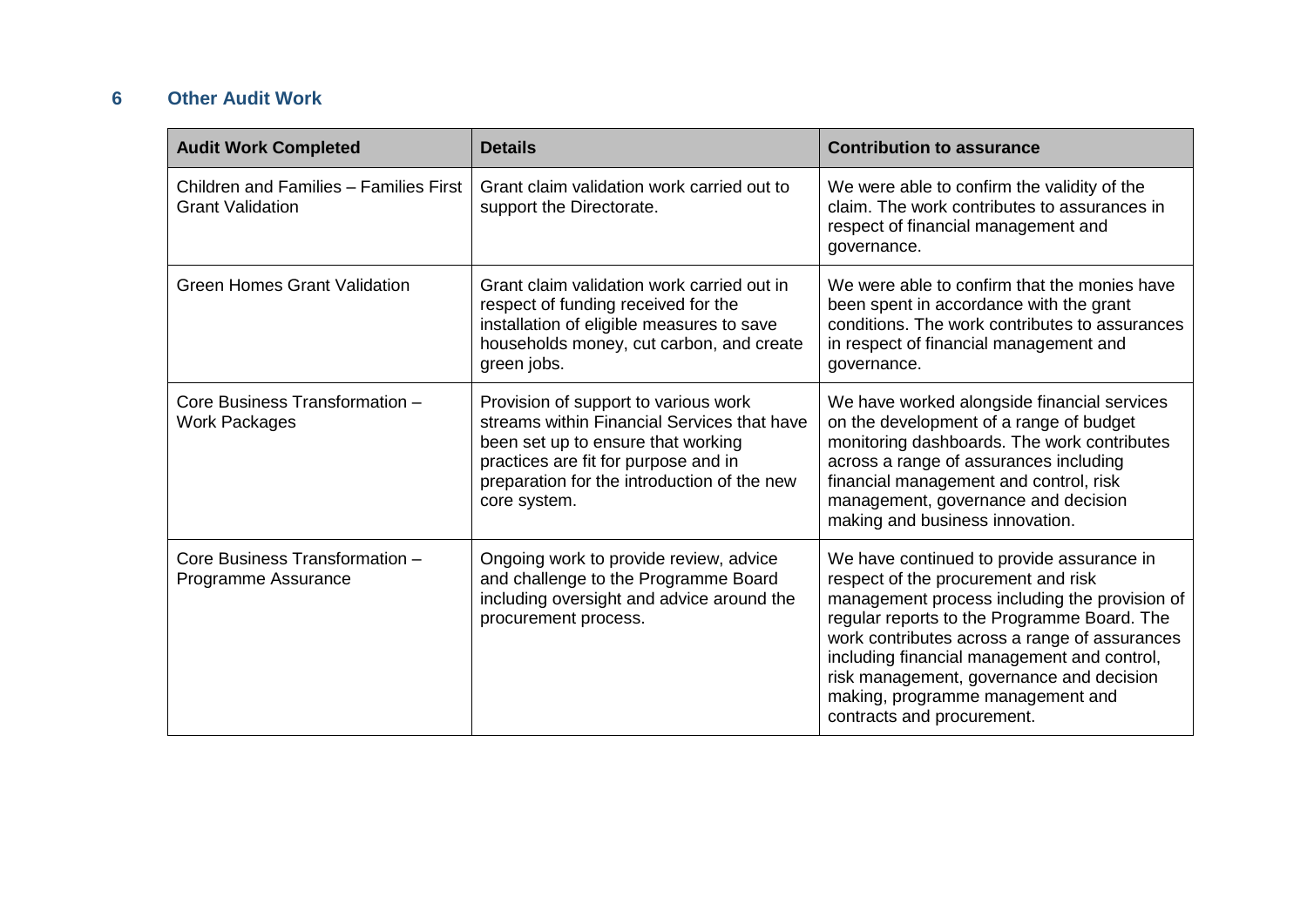## 6 Other Audit Work

| Audit Work Completed | Details | Contribution to assurance |
|---|---|---|
| Children and Families – Families First Grant Validation | Grant claim validation work carried out to support the Directorate. | We were able to confirm the validity of the claim. The work contributes to assurances in respect of financial management and governance. |
| Green Homes Grant Validation | Grant claim validation work carried out in respect of funding received for the installation of eligible measures to save households money, cut carbon, and create green jobs. | We were able to confirm that the monies have been spent in accordance with the grant conditions. The work contributes to assurances in respect of financial management and governance. |
| Core Business Transformation – Work Packages | Provision of support to various work streams within Financial Services that have been set up to ensure that working practices are fit for purpose and in preparation for the introduction of the new core system. | We have worked alongside financial services on the development of a range of budget monitoring dashboards. The work contributes across a range of assurances including financial management and control, risk management, governance and decision making and business innovation. |
| Core Business Transformation – Programme Assurance | Ongoing work to provide review, advice and challenge to the Programme Board including oversight and advice around the procurement process. | We have continued to provide assurance in respect of the procurement and risk management process including the provision of regular reports to the Programme Board. The work contributes across a range of assurances including financial management and control, risk management, governance and decision making, programme management and contracts and procurement. |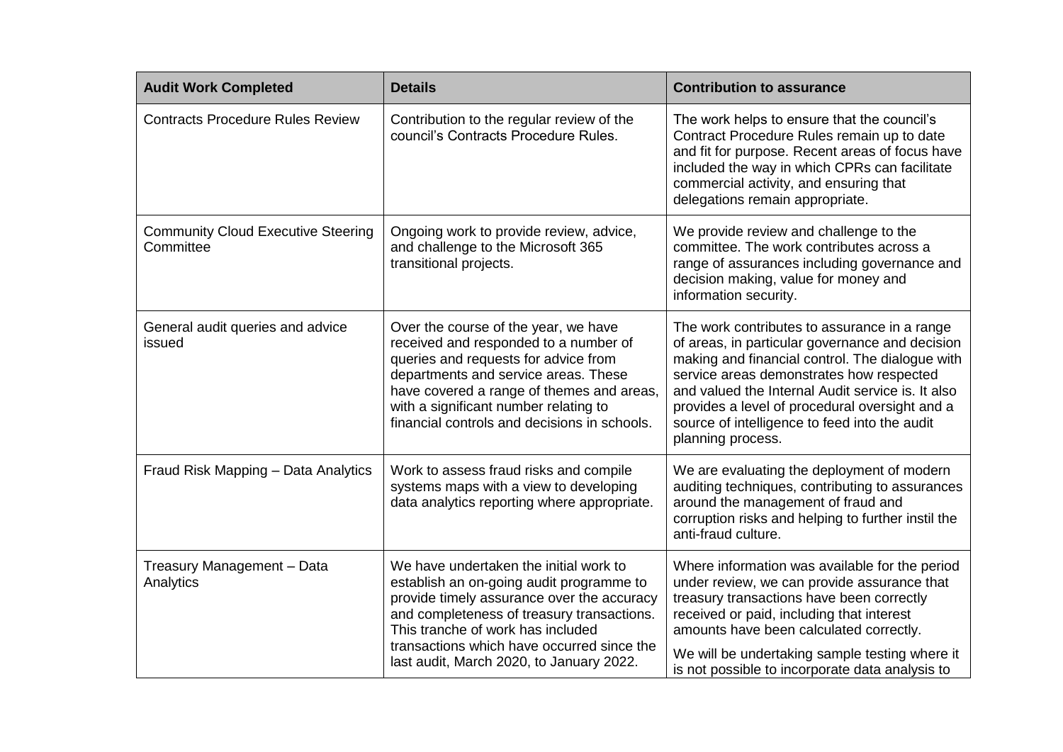| Audit Work Completed | Details | Contribution to assurance |
|---|---|---|
| Contracts Procedure Rules Review | Contribution to the regular review of the council's Contracts Procedure Rules. | The work helps to ensure that the council's Contract Procedure Rules remain up to date and fit for purpose. Recent areas of focus have included the way in which CPRs can facilitate commercial activity, and ensuring that delegations remain appropriate. |
| Community Cloud Executive Steering Committee | Ongoing work to provide review, advice, and challenge to the Microsoft 365 transitional projects. | We provide review and challenge to the committee. The work contributes across a range of assurances including governance and decision making, value for money and information security. |
| General audit queries and advice issued | Over the course of the year, we have received and responded to a number of queries and requests for advice from departments and service areas. These have covered a range of themes and areas, with a significant number relating to financial controls and decisions in schools. | The work contributes to assurance in a range of areas, in particular governance and decision making and financial control. The dialogue with service areas demonstrates how respected and valued the Internal Audit service is. It also provides a level of procedural oversight and a source of intelligence to feed into the audit planning process. |
| Fraud Risk Mapping – Data Analytics | Work to assess fraud risks and compile systems maps with a view to developing data analytics reporting where appropriate. | We are evaluating the deployment of modern auditing techniques, contributing to assurances around the management of fraud and corruption risks and helping to further instil the anti-fraud culture. |
| Treasury Management – Data Analytics | We have undertaken the initial work to establish an on-going audit programme to provide timely assurance over the accuracy and completeness of treasury transactions. This tranche of work has included transactions which have occurred since the last audit, March 2020, to January 2022. | Where information was available for the period under review, we can provide assurance that treasury transactions have been correctly received or paid, including that interest amounts have been calculated correctly.<br><br>We will be undertaking sample testing where it is not possible to incorporate data analysis to |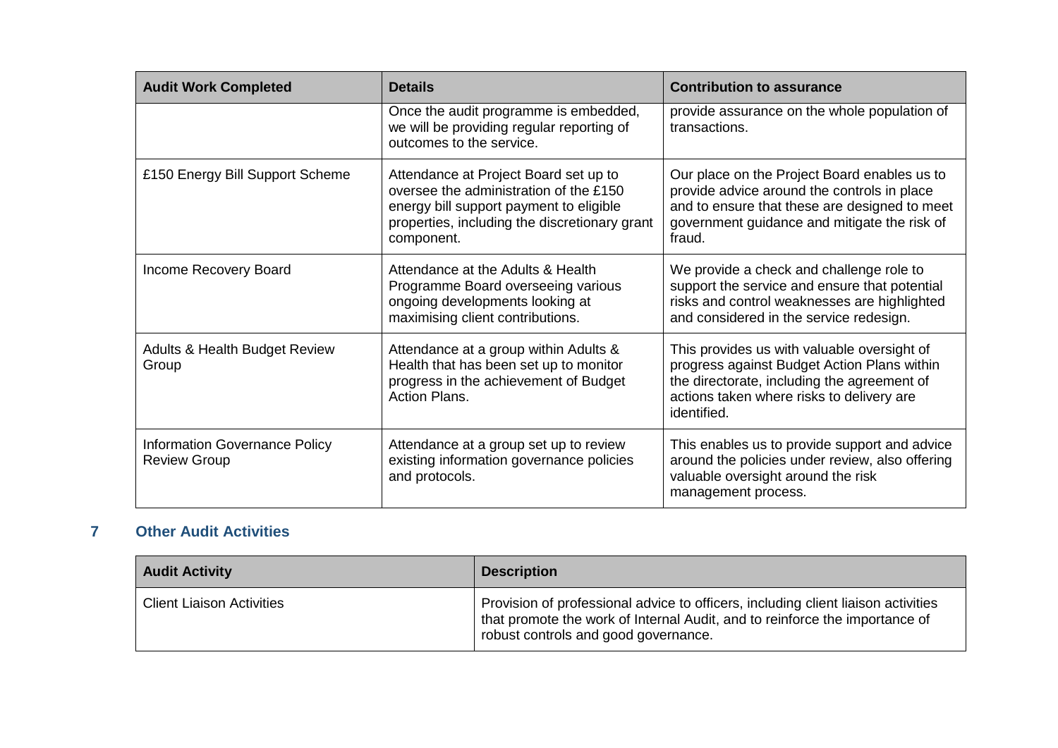| Audit Work Completed | Details | Contribution to assurance |
|---|---|---|
| | Once the audit programme is embedded, we will be providing regular reporting of outcomes to the service. | provide assurance on the whole population of transactions. |
| £150 Energy Bill Support Scheme | Attendance at Project Board set up to oversee the administration of the £150 energy bill support payment to eligible properties, including the discretionary grant component. | Our place on the Project Board enables us to provide advice around the controls in place and to ensure that these are designed to meet government guidance and mitigate the risk of fraud. |
| Income Recovery Board | Attendance at the Adults & Health Programme Board overseeing various ongoing developments looking at maximising client contributions. | We provide a check and challenge role to support the service and ensure that potential risks and control weaknesses are highlighted and considered in the service redesign. |
| Adults & Health Budget Review Group | Attendance at a group within Adults & Health that has been set up to monitor progress in the achievement of Budget Action Plans. | This provides us with valuable oversight of progress against Budget Action Plans within the directorate, including the agreement of actions taken where risks to delivery are identified. |
| Information Governance Policy Review Group | Attendance at a group set up to review existing information governance policies and protocols. | This enables us to provide support and advice around the policies under review, also offering valuable oversight around the risk management process. |

## 7 Other Audit Activities

| Audit Activity | Description |
|---|---|
| Client Liaison Activities | Provision of professional advice to officers, including client liaison activities that promote the work of Internal Audit, and to reinforce the importance of robust controls and good governance. |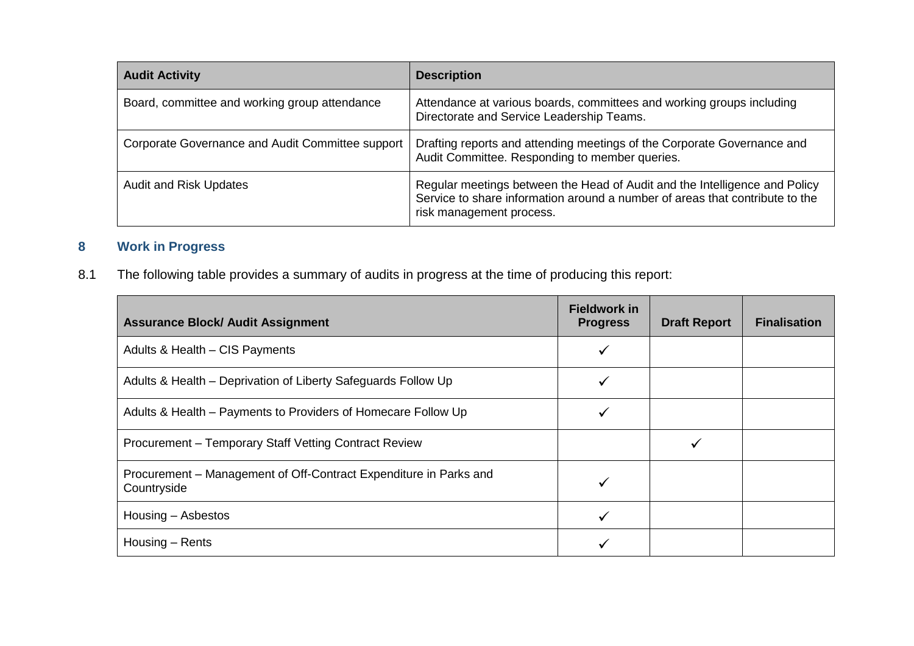| Audit Activity | Description |
| --- | --- |
| Board, committee and working group attendance | Attendance at various boards, committees and working groups including Directorate and Service Leadership Teams. |
| Corporate Governance and Audit Committee support | Drafting reports and attending meetings of the Corporate Governance and Audit Committee. Responding to member queries. |
| Audit and Risk Updates | Regular meetings between the Head of Audit and the Intelligence and Policy Service to share information around a number of areas that contribute to the risk management process. |

## 8 Work in Progress

8.1 The following table provides a summary of audits in progress at the time of producing this report:

| Assurance Block/ Audit Assignment | Fieldwork in Progress | Draft Report | Finalisation |
| --- | --- | --- | --- |
| Adults & Health – CIS Payments | ✓ | | |
| Adults & Health – Deprivation of Liberty Safeguards Follow Up | ✓ | | |
| Adults & Health – Payments to Providers of Homecare Follow Up | ✓ | | |
| Procurement – Temporary Staff Vetting Contract Review | | ✓ | |
| Procurement – Management of Off-Contract Expenditure in Parks and Countryside | ✓ | | |
| Housing – Asbestos | ✓ | | |
| Housing – Rents | ✓ | | |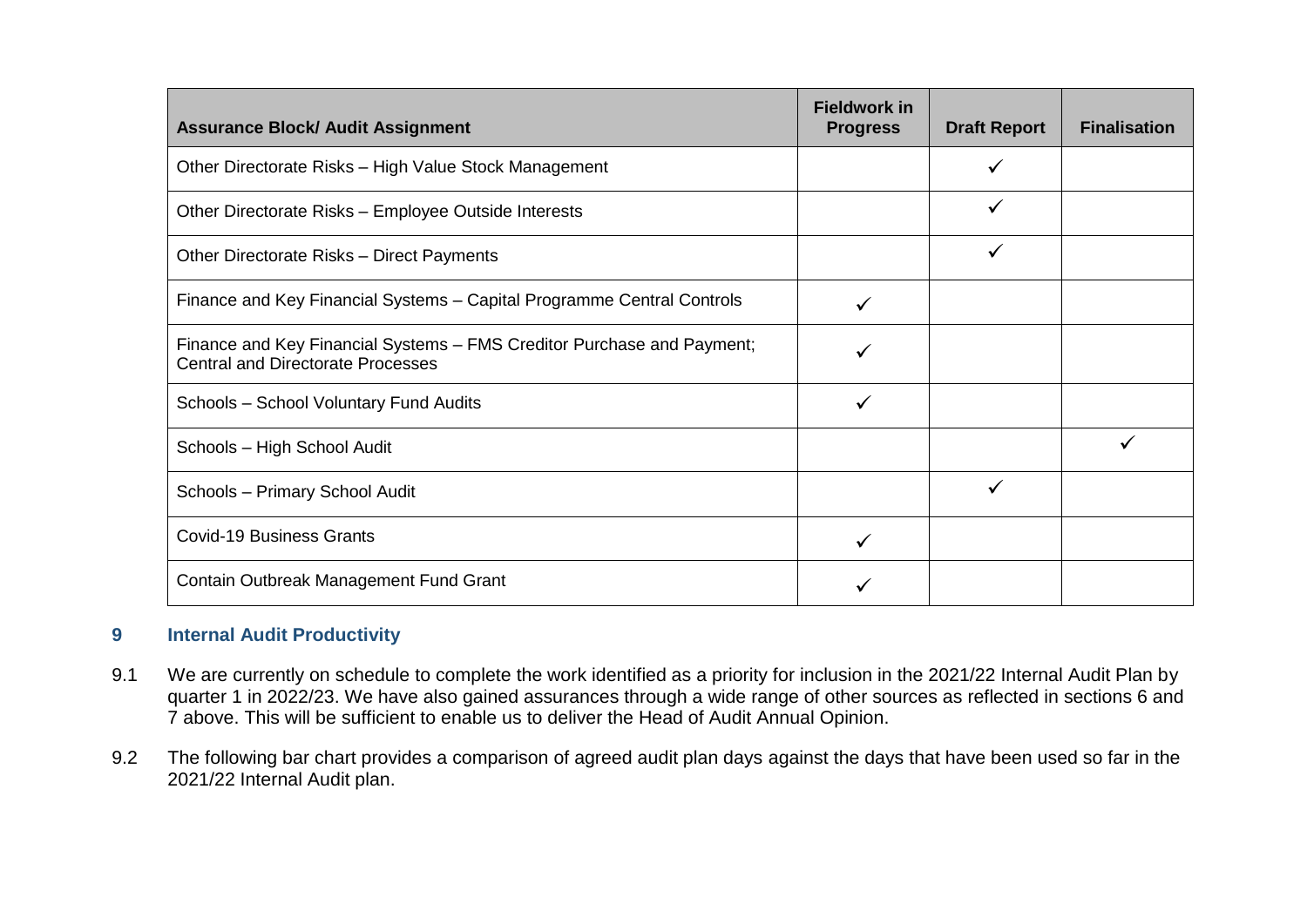| Assurance Block/ Audit Assignment | Fieldwork in Progress | Draft Report | Finalisation |
|---|---|---|---|
| Other Directorate Risks – High Value Stock Management | | ✓ | |
| Other Directorate Risks – Employee Outside Interests | | ✓ | |
| Other Directorate Risks – Direct Payments | | ✓ | |
| Finance and Key Financial Systems – Capital Programme Central Controls | ✓ | | |
| Finance and Key Financial Systems – FMS Creditor Purchase and Payment; Central and Directorate Processes | ✓ | | |
| Schools – School Voluntary Fund Audits | ✓ | | |
| Schools – High School Audit | | | ✓ |
| Schools – Primary School Audit | | ✓ | |
| Covid-19 Business Grants | ✓ | | |
| Contain Outbreak Management Fund Grant | ✓ | | |

## 9 Internal Audit Productivity

9.1 We are currently on schedule to complete the work identified as a priority for inclusion in the 2021/22 Internal Audit Plan by quarter 1 in 2022/23. We have also gained assurances through a wide range of other sources as reflected in sections 6 and 7 above. This will be sufficient to enable us to deliver the Head of Audit Annual Opinion.

9.2 The following bar chart provides a comparison of agreed audit plan days against the days that have been used so far in the 2021/22 Internal Audit plan.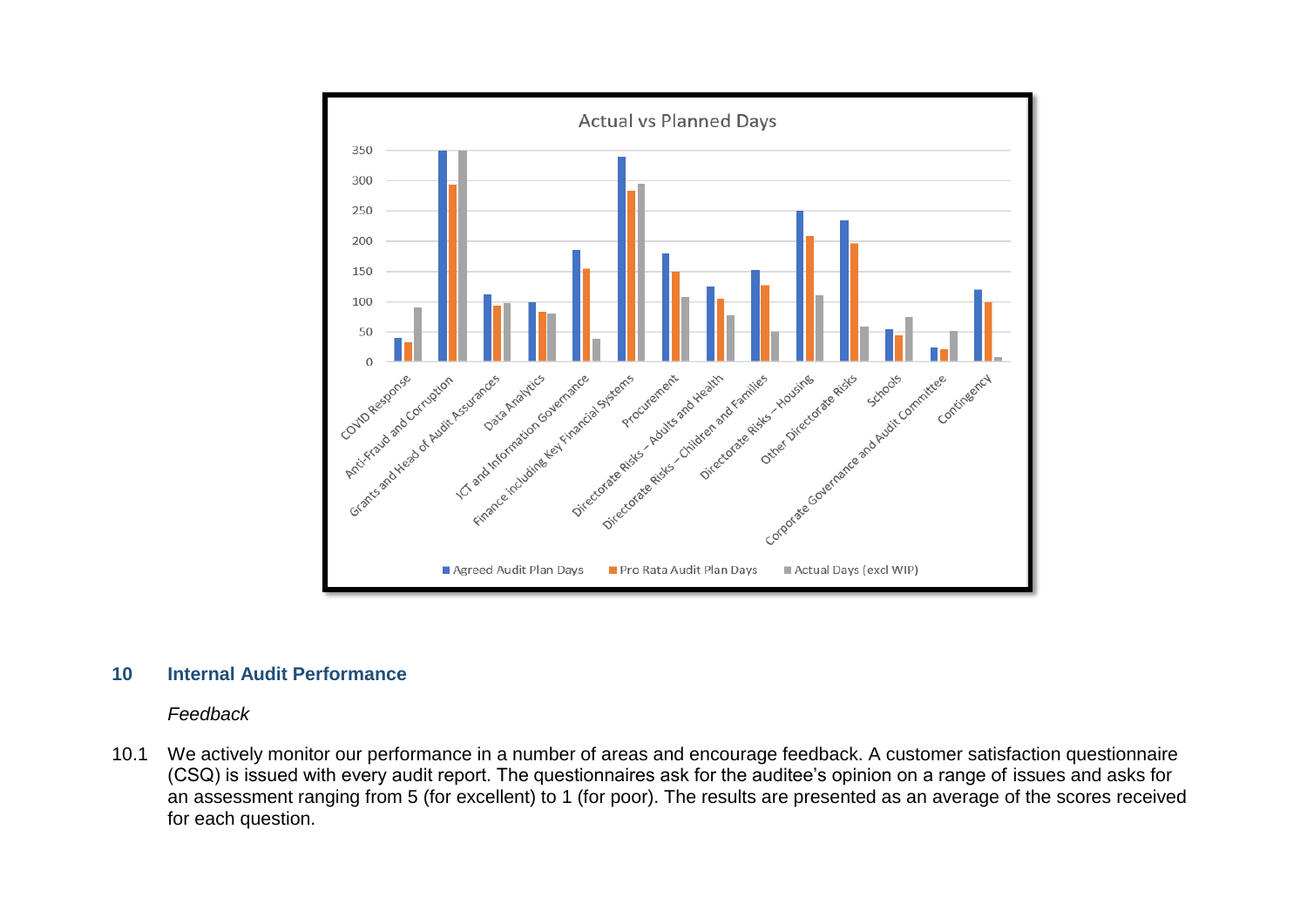## 10 Internal Audit Performance

*Feedback*

10.1 We actively monitor our performance in a number of areas and encourage feedback. A customer satisfaction questionnaire (CSQ) is issued with every audit report. The questionnaires ask for the auditee's opinion on a range of issues and asks for an assessment ranging from 5 (for excellent) to 1 (for poor). The results are presented as an average of the scores received for each question.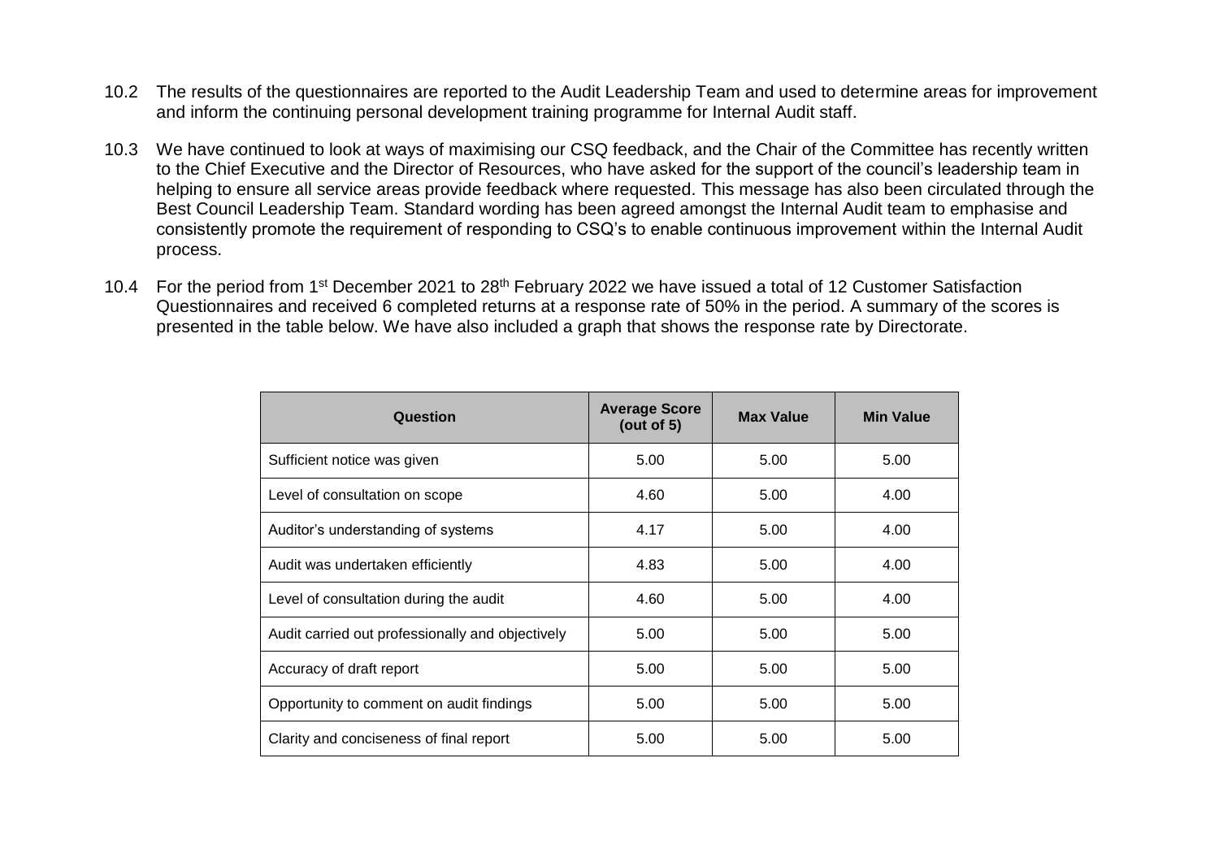10.2 The results of the questionnaires are reported to the Audit Leadership Team and used to determine areas for improvement and inform the continuing personal development training programme for Internal Audit staff.

10.3 We have continued to look at ways of maximising our CSQ feedback, and the Chair of the Committee has recently written to the Chief Executive and the Director of Resources, who have asked for the support of the council's leadership team in helping to ensure all service areas provide feedback where requested. This message has also been circulated through the Best Council Leadership Team. Standard wording has been agreed amongst the Internal Audit team to emphasise and consistently promote the requirement of responding to CSQ's to enable continuous improvement within the Internal Audit process.

10.4 For the period from 1st December 2021 to 28th February 2022 we have issued a total of 12 Customer Satisfaction Questionnaires and received 6 completed returns at a response rate of 50% in the period. A summary of the scores is presented in the table below. We have also included a graph that shows the response rate by Directorate.

| Question | Average Score (out of 5) | Max Value | Min Value |
|---|---|---|---|
| Sufficient notice was given | 5.00 | 5.00 | 5.00 |
| Level of consultation on scope | 4.60 | 5.00 | 4.00 |
| Auditor's understanding of systems | 4.17 | 5.00 | 4.00 |
| Audit was undertaken efficiently | 4.83 | 5.00 | 4.00 |
| Level of consultation during the audit | 4.60 | 5.00 | 4.00 |
| Audit carried out professionally and objectively | 5.00 | 5.00 | 5.00 |
| Accuracy of draft report | 5.00 | 5.00 | 5.00 |
| Opportunity to comment on audit findings | 5.00 | 5.00 | 5.00 |
| Clarity and conciseness of final report | 5.00 | 5.00 | 5.00 |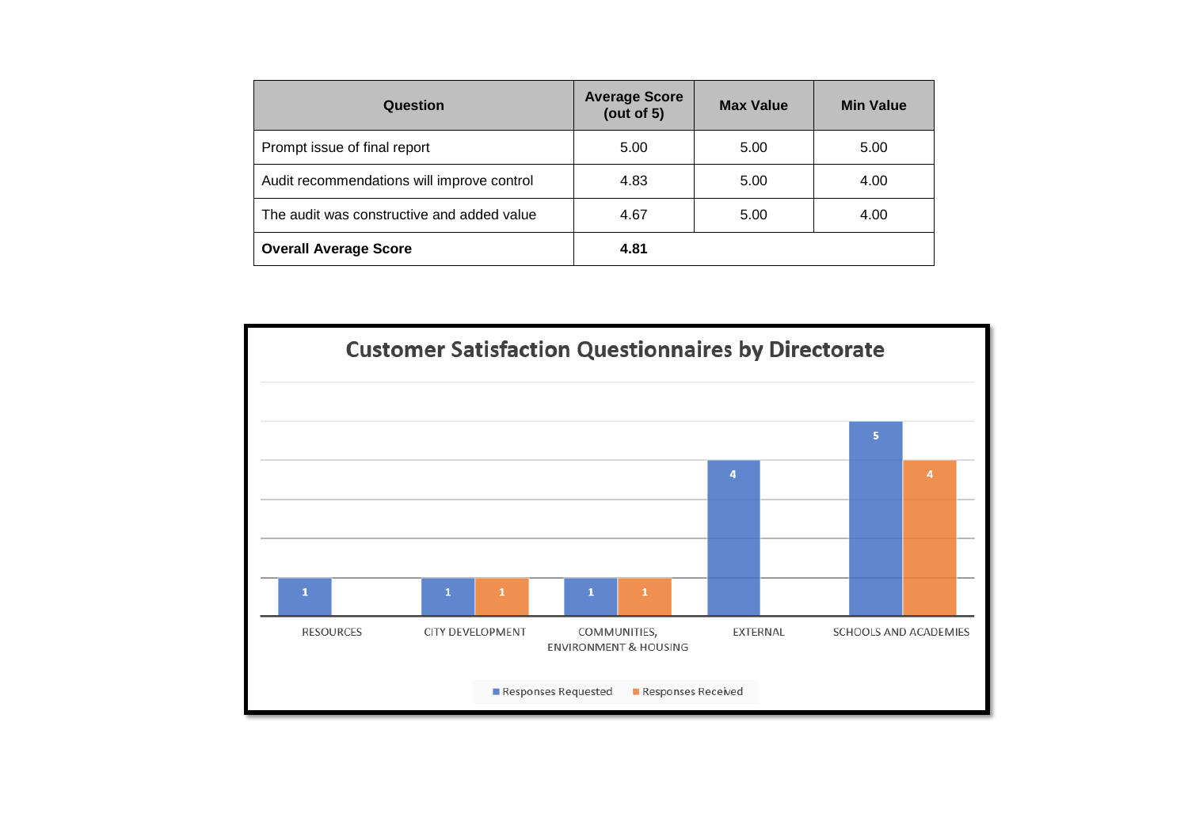| Question | Average Score (out of 5) | Max Value | Min Value |
|---|---|---|---|
| Prompt issue of final report | 5.00 | 5.00 | 5.00 |
| Audit recommendations will improve control | 4.83 | 5.00 | 4.00 |
| The audit was constructive and added value | 4.67 | 5.00 | 4.00 |
| **Overall Average Score** | **4.81** | | |

**Customer Satisfaction Questionnaires by Directorate**

| Directorate | Responses Requested | Responses Received |
|---|---|---|
| RESOURCES | 1 | |
| CITY DEVELOPMENT | 1 | 1 |
| COMMUNITIES, ENVIRONMENT & HOUSING | 1 | 1 |
| EXTERNAL | 4 | |
| SCHOOLS AND ACADEMIES | 5 | 4 |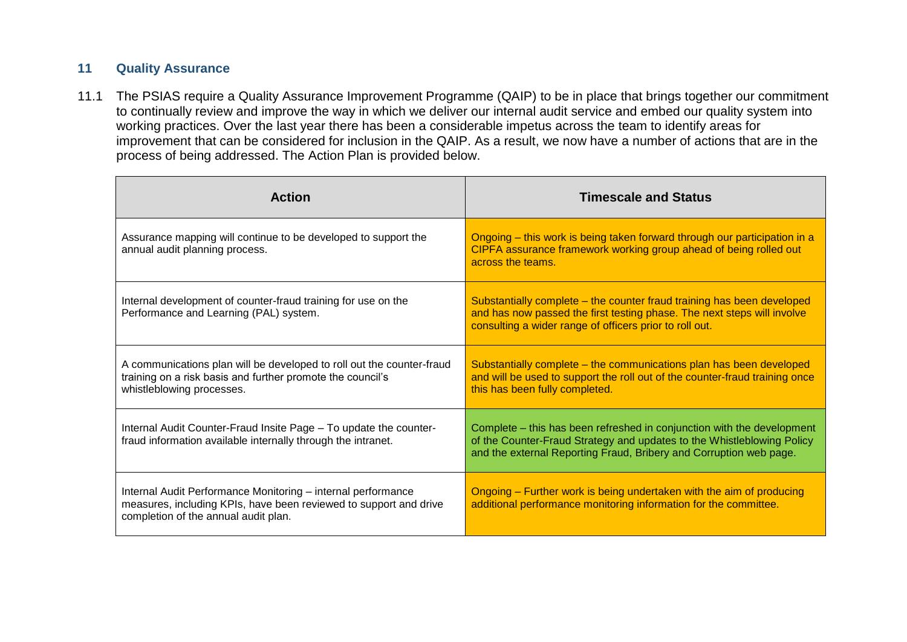## 11 Quality Assurance

11.1 The PSIAS require a Quality Assurance Improvement Programme (QAIP) to be in place that brings together our commitment to continually review and improve the way in which we deliver our internal audit service and embed our quality system into working practices. Over the last year there has been a considerable impetus across the team to identify areas for improvement that can be considered for inclusion in the QAIP. As a result, we now have a number of actions that are in the process of being addressed. The Action Plan is provided below.

| Action | Timescale and Status |
| --- | --- |
| Assurance mapping will continue to be developed to support the annual audit planning process. | Ongoing – this work is being taken forward through our participation in a CIPFA assurance framework working group ahead of being rolled out across the teams. |
| Internal development of counter-fraud training for use on the Performance and Learning (PAL) system. | Substantially complete – the counter fraud training has been developed and has now passed the first testing phase. The next steps will involve consulting a wider range of officers prior to roll out. |
| A communications plan will be developed to roll out the counter-fraud training on a risk basis and further promote the council's whistleblowing processes. | Substantially complete – the communications plan has been developed and will be used to support the roll out of the counter-fraud training once this has been fully completed. |
| Internal Audit Counter-Fraud Insite Page – To update the counter-fraud information available internally through the intranet. | Complete – this has been refreshed in conjunction with the development of the Counter-Fraud Strategy and updates to the Whistleblowing Policy and the external Reporting Fraud, Bribery and Corruption web page. |
| Internal Audit Performance Monitoring – internal performance measures, including KPIs, have been reviewed to support and drive completion of the annual audit plan. | Ongoing – Further work is being undertaken with the aim of producing additional performance monitoring information for the committee. |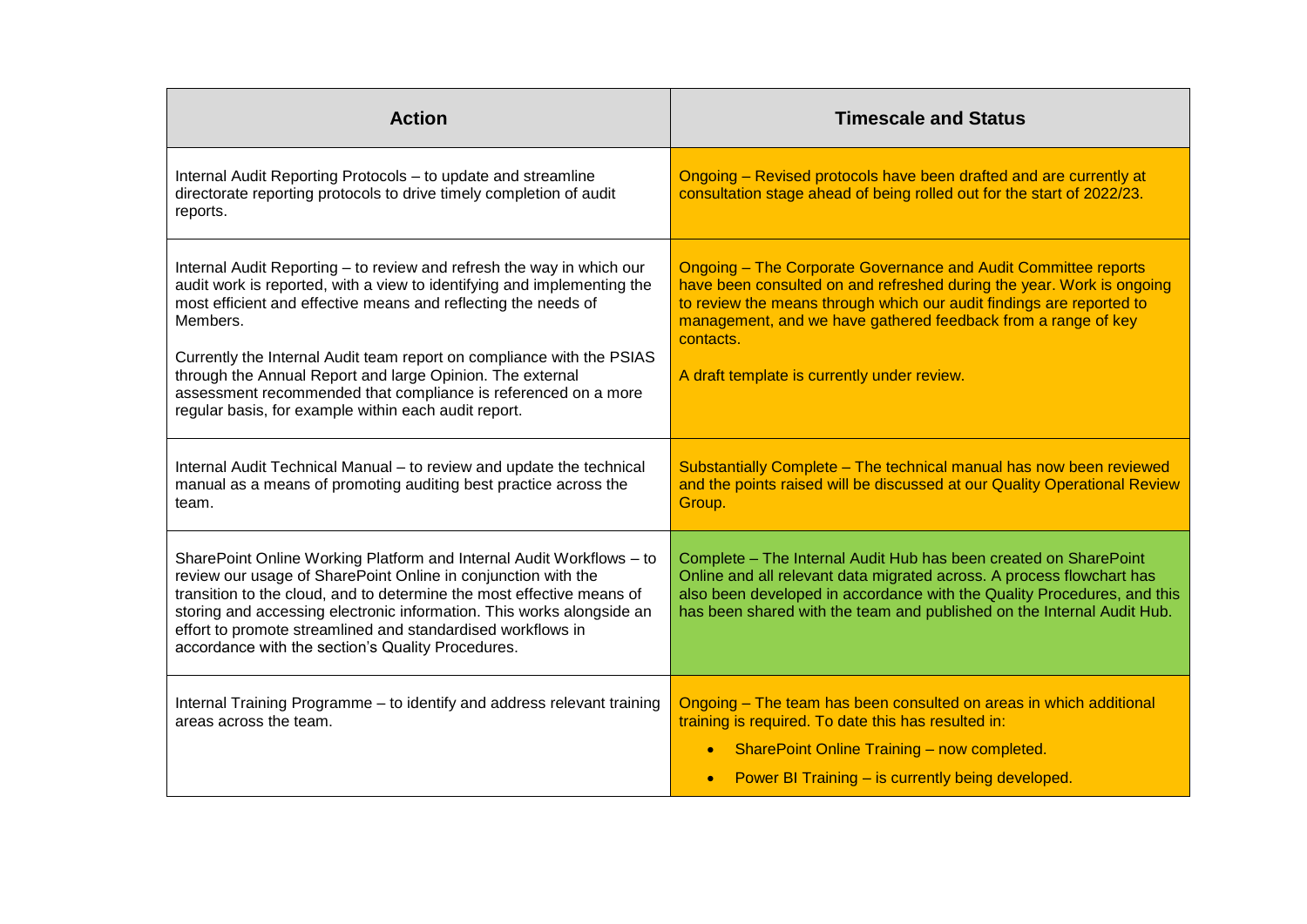| Action | Timescale and Status |
| --- | --- |
| Internal Audit Reporting Protocols – to update and streamline directorate reporting protocols to drive timely completion of audit reports. | Ongoing – Revised protocols have been drafted and are currently at consultation stage ahead of being rolled out for the start of 2022/23. |
| Internal Audit Reporting – to review and refresh the way in which our audit work is reported, with a view to identifying and implementing the most efficient and effective means and reflecting the needs of Members.<br><br>Currently the Internal Audit team report on compliance with the PSIAS through the Annual Report and large Opinion. The external assessment recommended that compliance is referenced on a more regular basis, for example within each audit report. | Ongoing – The Corporate Governance and Audit Committee reports have been consulted on and refreshed during the year. Work is ongoing to review the means through which our audit findings are reported to management, and we have gathered feedback from a range of key contacts.<br><br>A draft template is currently under review. |
| Internal Audit Technical Manual – to review and update the technical manual as a means of promoting auditing best practice across the team. | Substantially Complete – The technical manual has now been reviewed and the points raised will be discussed at our Quality Operational Review Group. |
| SharePoint Online Working Platform and Internal Audit Workflows – to review our usage of SharePoint Online in conjunction with the transition to the cloud, and to determine the most effective means of storing and accessing electronic information. This works alongside an effort to promote streamlined and standardised workflows in accordance with the section's Quality Procedures. | Complete – The Internal Audit Hub has been created on SharePoint Online and all relevant data migrated across. A process flowchart has also been developed in accordance with the Quality Procedures, and this has been shared with the team and published on the Internal Audit Hub. |
| Internal Training Programme – to identify and address relevant training areas across the team. | Ongoing – The team has been consulted on areas in which additional training is required. To date this has resulted in:<br>• SharePoint Online Training – now completed.<br>• Power BI Training – is currently being developed. |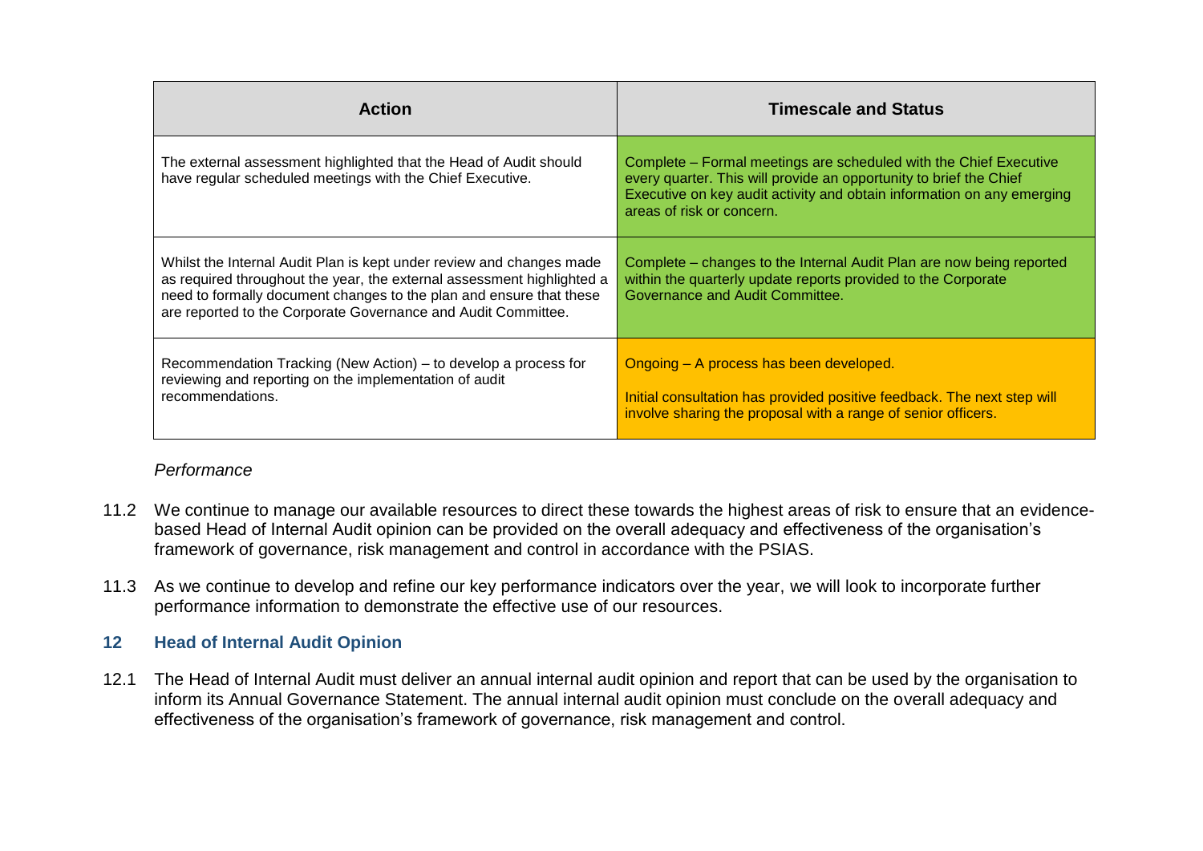| Action | Timescale and Status |
|---|---|
| The external assessment highlighted that the Head of Audit should have regular scheduled meetings with the Chief Executive. | Complete – Formal meetings are scheduled with the Chief Executive every quarter. This will provide an opportunity to brief the Chief Executive on key audit activity and obtain information on any emerging areas of risk or concern. |
| Whilst the Internal Audit Plan is kept under review and changes made as required throughout the year, the external assessment highlighted a need to formally document changes to the plan and ensure that these are reported to the Corporate Governance and Audit Committee. | Complete – changes to the Internal Audit Plan are now being reported within the quarterly update reports provided to the Corporate Governance and Audit Committee. |
| Recommendation Tracking (New Action) – to develop a process for reviewing and reporting on the implementation of audit recommendations. | Ongoing – A process has been developed.<br><br>Initial consultation has provided positive feedback. The next step will involve sharing the proposal with a range of senior officers. |

*Performance*

11.2 We continue to manage our available resources to direct these towards the highest areas of risk to ensure that an evidence-based Head of Internal Audit opinion can be provided on the overall adequacy and effectiveness of the organisation's framework of governance, risk management and control in accordance with the PSIAS.

11.3 As we continue to develop and refine our key performance indicators over the year, we will look to incorporate further performance information to demonstrate the effective use of our resources.

## 12 Head of Internal Audit Opinion

12.1 The Head of Internal Audit must deliver an annual internal audit opinion and report that can be used by the organisation to inform its Annual Governance Statement. The annual internal audit opinion must conclude on the overall adequacy and effectiveness of the organisation's framework of governance, risk management and control.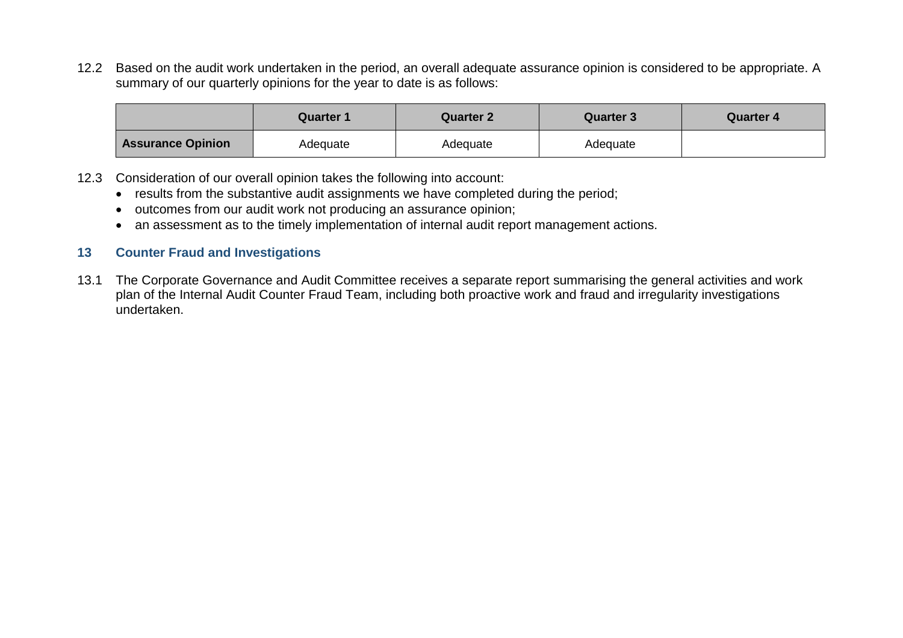12.2 Based on the audit work undertaken in the period, an overall adequate assurance opinion is considered to be appropriate. A summary of our quarterly opinions for the year to date is as follows:

| | Quarter 1 | Quarter 2 | Quarter 3 | Quarter 4 |
|---|---|---|---|---|
| **Assurance Opinion** | Adequate | Adequate | Adequate | |

12.3 Consideration of our overall opinion takes the following into account:

- results from the substantive audit assignments we have completed during the period;
- outcomes from our audit work not producing an assurance opinion;
- an assessment as to the timely implementation of internal audit report management actions.

## 13 Counter Fraud and Investigations

13.1 The Corporate Governance and Audit Committee receives a separate report summarising the general activities and work plan of the Internal Audit Counter Fraud Team, including both proactive work and fraud and irregularity investigations undertaken.